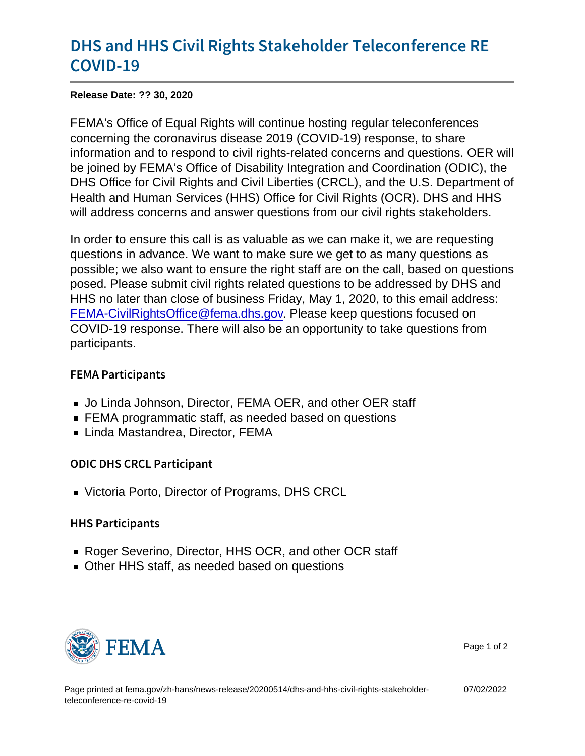# DHS and HHS Civil Rights Stakeholder Teleconference RE COVID-19

**Release Date: ?? 30, 2020**

FEMA's Office of Equal Rights will continue hosting regular teleconferences concerning the coronavirus disease 2019 (COVID-19) response, to share information and to respond to civil rights-related concerns and questions. OER will be joined by FEMA's Office of Disability Integration and Coordination (ODIC), the DHS Office for Civil Rights and Civil Liberties (CRCL), and the U.S. Department of Health and Human Services (HHS) Office for Civil Rights (OCR). DHS and HHS will address concerns and answer questions from our civil rights stakeholders.

In order to ensure this call is as valuable as we can make it, we are requesting questions in advance. We want to make sure we get to as many questions as possible; we also want to ensure the right staff are on the call, based on questions posed. Please submit civil rights related questions to be addressed by DHS and HHS no later than close of business Friday, May 1, 2020, to this email address: FEMA-CivilRightsOffice@fema.dhs.gov. Please keep questions focused on COVID-19 response. There will also be an opportunity to take questions from participants.

## FEMA Participants

- Jo Linda Johnson, Director, FEMA OER, and other OER staff
- FEMA programmatic staff, as needed based on questions
- Linda Mastandrea, Director, FEMA

## ODIC DHS CRCL Participant

- Victoria Porto, Director of Programs, DHS CRCL

## HHS Participants

- Roger Severino, Director, HHS OCR, and other OCR staff
- Other HHS staff, as needed based on questions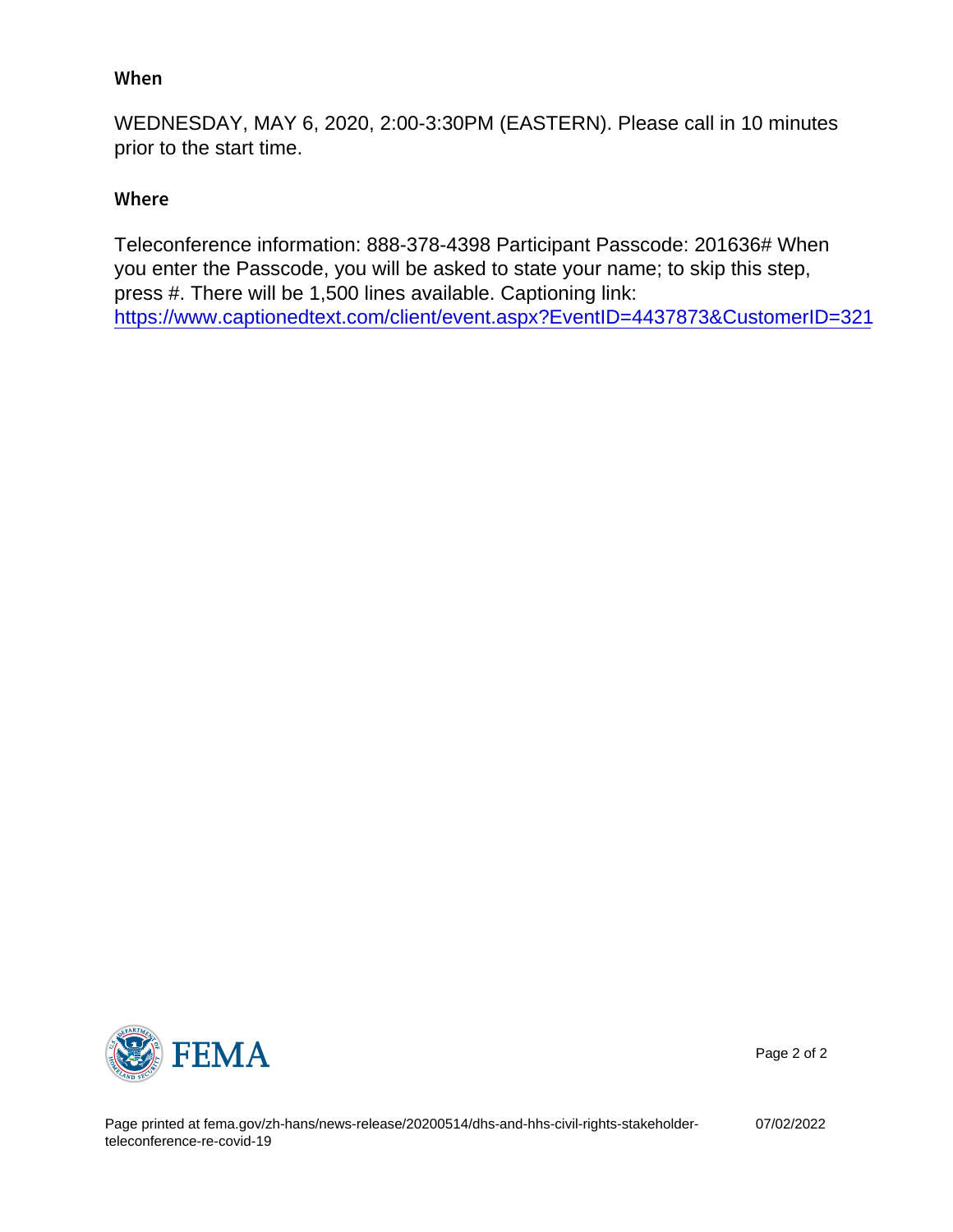### When

WEDNESDAY, MAY 6, 2020, 2:00-3:30PM (EASTERN). Please call in 10 minutes prior to the start time.

### Where

Teleconference information: 888-378-4398 Participant Passcode: 201636# When you enter the Passcode, you will be asked to state your name; to skip this step, press #. There will be 1,500 lines available. Captioning link: https://www.captionedtext.com/client/event.aspx?EventID=4437873&CustomerID=321